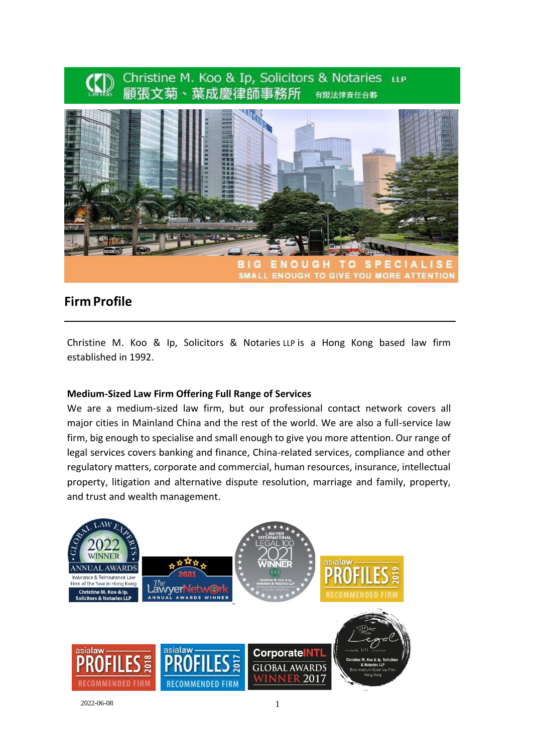Christine M. Koo & Ip, Solicitors & Notaries LLP
顧張文菊、葉成慶律師事務所 有限法律責任合夥

BIG ENOUGH TO SPECIALISE
SMALL ENOUGH TO GIVE YOU MORE ATTENTION

## Firm Profile

Christine M. Koo & Ip, Solicitors & Notaries LLP is a Hong Kong based law firm established in 1992.

**Medium-Sized Law Firm Offering Full Range of Services**

We are a medium-sized law firm, but our professional contact network covers all major cities in Mainland China and the rest of the world. We are also a full-service law firm, big enough to specialise and small enough to give you more attention. Our range of legal services covers banking and finance, China-related services, compliance and other regulatory matters, corporate and commercial, human resources, insurance, intellectual property, litigation and alternative dispute resolution, marriage and family, property, and trust and wealth management.

2022-06-08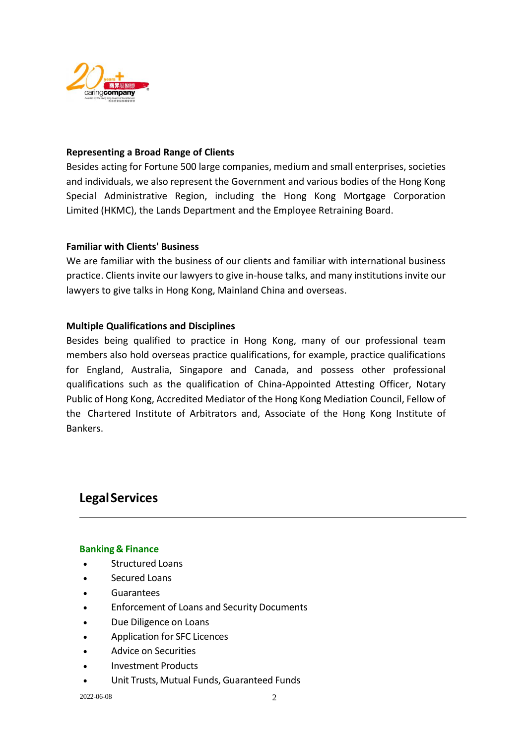**Representing a Broad Range of Clients**

Besides acting for Fortune 500 large companies, medium and small enterprises, societies and individuals, we also represent the Government and various bodies of the Hong Kong Special Administrative Region, including the Hong Kong Mortgage Corporation Limited (HKMC), the Lands Department and the Employee Retraining Board.

**Familiar with Clients' Business**

We are familiar with the business of our clients and familiar with international business practice. Clients invite our lawyers to give in-house talks, and many institutions invite our lawyers to give talks in Hong Kong, Mainland China and overseas.

**Multiple Qualifications and Disciplines**

Besides being qualified to practice in Hong Kong, many of our professional team members also hold overseas practice qualifications, for example, practice qualifications for England, Australia, Singapore and Canada, and possess other professional qualifications such as the qualification of China-Appointed Attesting Officer, Notary Public of Hong Kong, Accredited Mediator of the Hong Kong Mediation Council, Fellow of the Chartered Institute of Arbitrators and, Associate of the Hong Kong Institute of Bankers.

## Legal Services

---

### Banking & Finance

- Structured Loans
- Secured Loans
- Guarantees
- Enforcement of Loans and Security Documents
- Due Diligence on Loans
- Application for SFC Licences
- Advice on Securities
- Investment Products
- Unit Trusts, Mutual Funds, Guaranteed Funds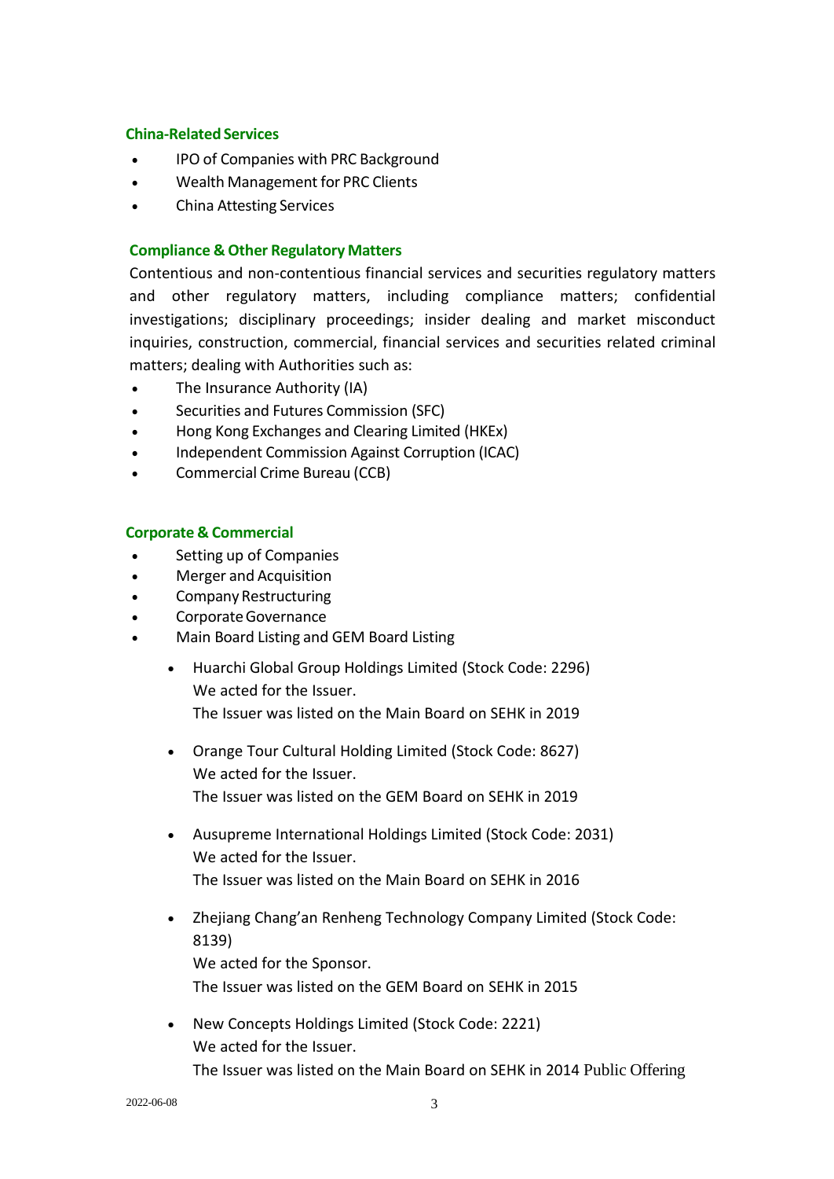### China-Related Services

- IPO of Companies with PRC Background
- Wealth Management for PRC Clients
- China Attesting Services

### Compliance & Other Regulatory Matters

Contentious and non-contentious financial services and securities regulatory matters and other regulatory matters, including compliance matters; confidential investigations; disciplinary proceedings; insider dealing and market misconduct inquiries, construction, commercial, financial services and securities related criminal matters; dealing with Authorities such as:

- The Insurance Authority (IA)
- Securities and Futures Commission (SFC)
- Hong Kong Exchanges and Clearing Limited (HKEx)
- Independent Commission Against Corruption (ICAC)
- Commercial Crime Bureau (CCB)

### Corporate & Commercial

- Setting up of Companies
- Merger and Acquisition
- Company Restructuring
- Corporate Governance
- Main Board Listing and GEM Board Listing
  - Huarchi Global Group Holdings Limited (Stock Code: 2296)
    We acted for the Issuer.
    The Issuer was listed on the Main Board on SEHK in 2019
  - Orange Tour Cultural Holding Limited (Stock Code: 8627)
    We acted for the Issuer.
    The Issuer was listed on the GEM Board on SEHK in 2019
  - Ausupreme International Holdings Limited (Stock Code: 2031)
    We acted for the Issuer.
    The Issuer was listed on the Main Board on SEHK in 2016
  - Zhejiang Chang'an Renheng Technology Company Limited (Stock Code: 8139)
    We acted for the Sponsor.
    The Issuer was listed on the GEM Board on SEHK in 2015
  - New Concepts Holdings Limited (Stock Code: 2221)
    We acted for the Issuer.
    The Issuer was listed on the Main Board on SEHK in 2014 Public Offering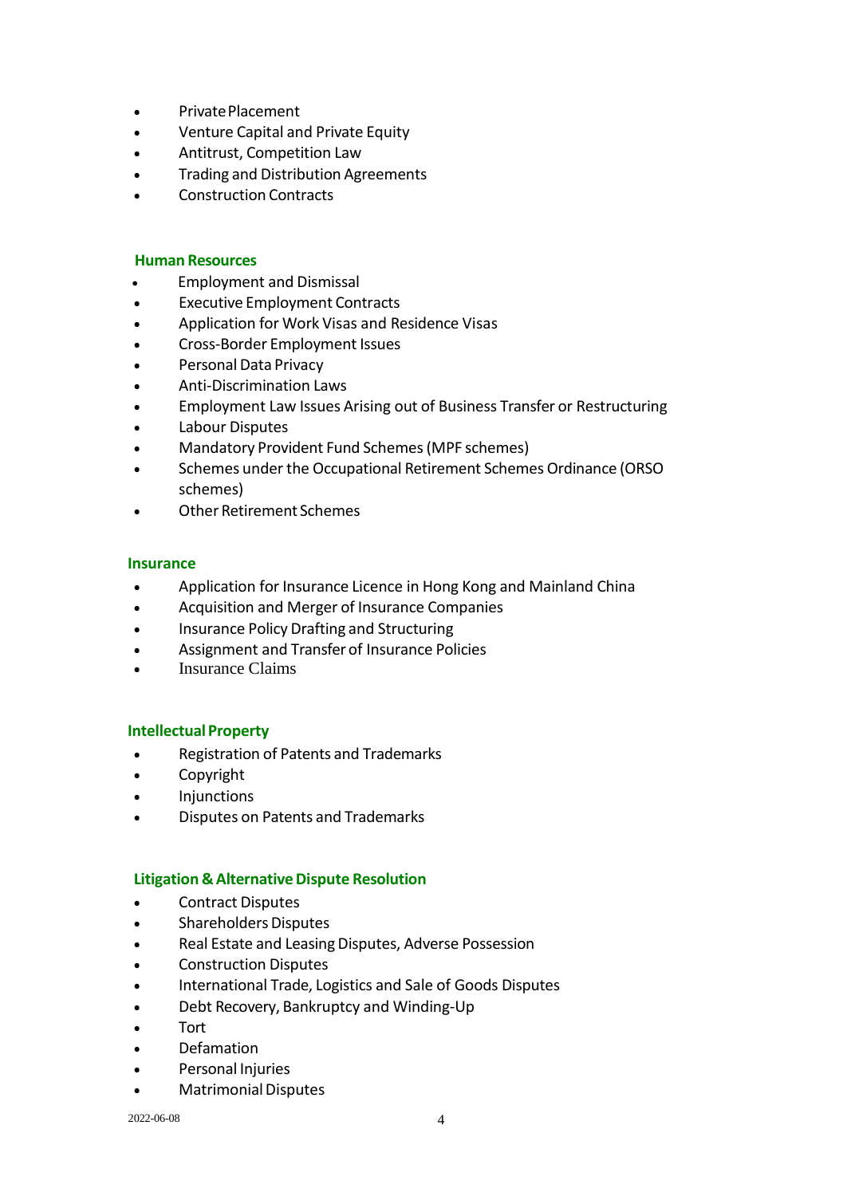- Private Placement
- Venture Capital and Private Equity
- Antitrust, Competition Law
- Trading and Distribution Agreements
- Construction Contracts

## Human Resources

- Employment and Dismissal
- Executive Employment Contracts
- Application for Work Visas and Residence Visas
- Cross-Border Employment Issues
- Personal Data Privacy
- Anti-Discrimination Laws
- Employment Law Issues Arising out of Business Transfer or Restructuring
- Labour Disputes
- Mandatory Provident Fund Schemes (MPF schemes)
- Schemes under the Occupational Retirement Schemes Ordinance (ORSO schemes)
- Other Retirement Schemes

## Insurance

- Application for Insurance Licence in Hong Kong and Mainland China
- Acquisition and Merger of Insurance Companies
- Insurance Policy Drafting and Structuring
- Assignment and Transfer of Insurance Policies
- Insurance Claims

## Intellectual Property

- Registration of Patents and Trademarks
- Copyright
- Injunctions
- Disputes on Patents and Trademarks

## Litigation & Alternative Dispute Resolution

- Contract Disputes
- Shareholders Disputes
- Real Estate and Leasing Disputes, Adverse Possession
- Construction Disputes
- International Trade, Logistics and Sale of Goods Disputes
- Debt Recovery, Bankruptcy and Winding-Up
- Tort
- Defamation
- Personal Injuries
- Matrimonial Disputes

2022-06-08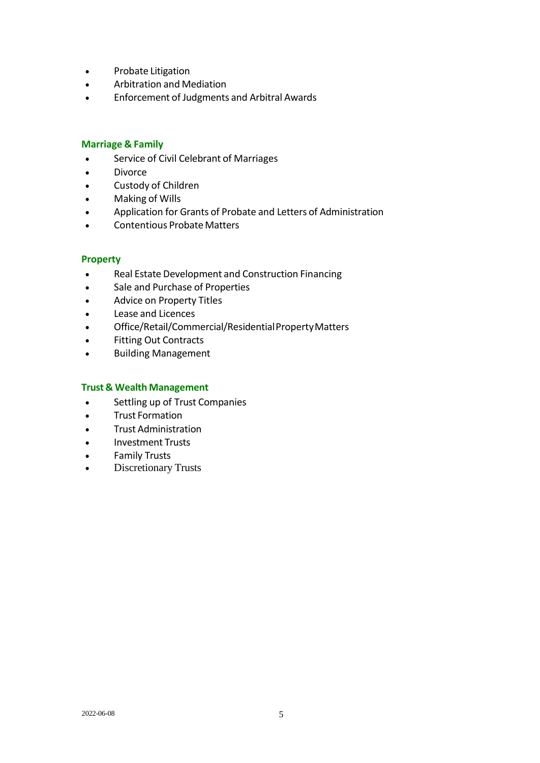- Probate Litigation
- Arbitration and Mediation
- Enforcement of Judgments and Arbitral Awards

### Marriage & Family

- Service of Civil Celebrant of Marriages
- Divorce
- Custody of Children
- Making of Wills
- Application for Grants of Probate and Letters of Administration
- Contentious Probate Matters

### Property

- Real Estate Development and Construction Financing
- Sale and Purchase of Properties
- Advice on Property Titles
- Lease and Licences
- Office/Retail/Commercial/Residential Property Matters
- Fitting Out Contracts
- Building Management

### Trust & Wealth Management

- Settling up of Trust Companies
- Trust Formation
- Trust Administration
- Investment Trusts
- Family Trusts
- Discretionary Trusts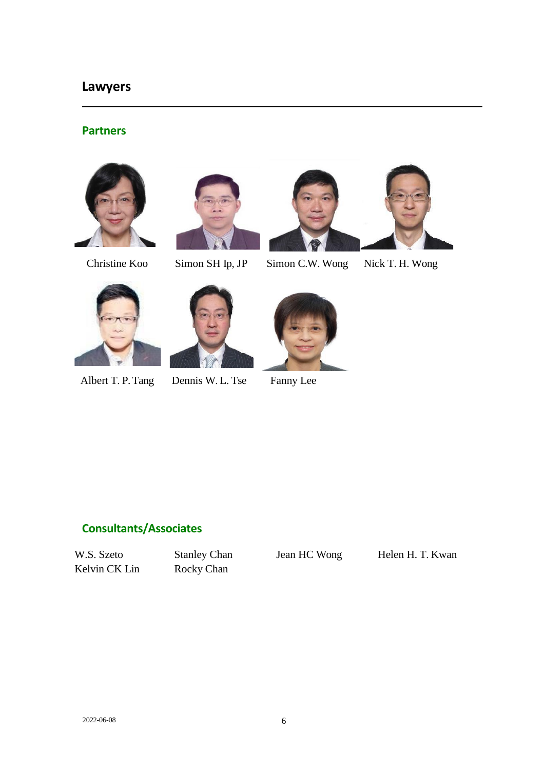## Lawyers

### Partners

Christine Koo

Simon SH Ip, JP

Simon C.W. Wong

Nick T. H. Wong

Albert T. P. Tang

Dennis W. L. Tse

Fanny Lee

### Consultants/Associates

W.S. Szeto

Kelvin CK Lin

Stanley Chan

Rocky Chan

Jean HC Wong

Helen H. T. Kwan

2022-06-08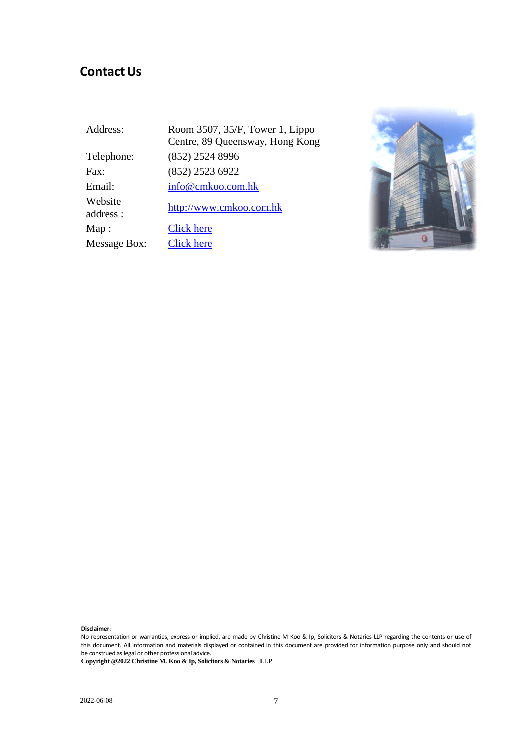## Contact Us

| | |
|---|---|
| Address: | Room 3507, 35/F, Tower 1, Lippo Centre, 89 Queensway, Hong Kong |
| Telephone: | (852) 2524 8996 |
| Fax: | (852) 2523 6922 |
| Email: | info@cmkoo.com.hk |
| Website address : | http://www.cmkoo.com.hk |
| Map : | Click here |
| Message Box: | Click here |

**Disclaimer**:
No representation or warranties, express or implied, are made by Christine M Koo & Ip, Solicitors & Notaries LLP regarding the contents or use of this document. All information and materials displayed or contained in this document are provided for information purpose only and should not be construed as legal or other professional advice.
**Copyright @2022 Christine M. Koo & Ip, Solicitors & Notaries LLP**

2022-06-08